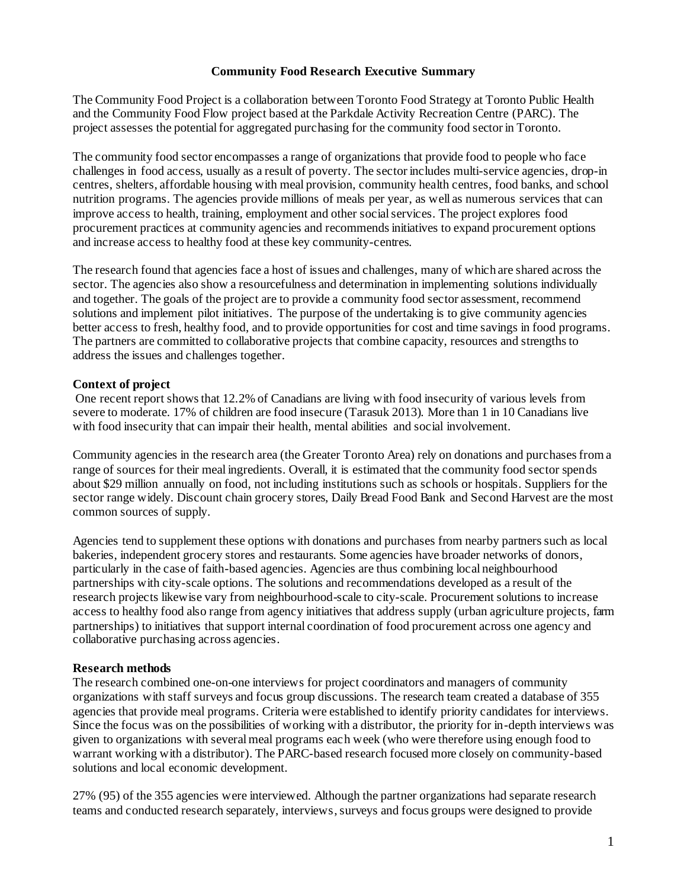# Community Food Research Executive Summary

The Community Food Project is a collaboration between Toronto Food Strategy at Toronto Public Health and the Community Food Flow project based at the Parkdale Activity Recreation Centre (PARC). The project assesses the potential for aggregated purchasing for the community food sector in Toronto.

The community food sector encompasses a range of organizations that provide food to people who face challenges in food access, usually as a result of poverty. The sector includes multi-service agencies, drop-in centres, shelters, affordable housing with meal provision, community health centres, food banks, and school nutrition programs. The agencies provide millions of meals per year, as well as numerous services that can improve access to health, training, employment and other social services. The project explores food procurement practices at community agencies and recommends initiatives to expand procurement options and increase access to healthy food at these key community-centres.

The research found that agencies face a host of issues and challenges, many of which are shared across the sector. The agencies also show a resourcefulness and determination in implementing solutions individually and together. The goals of the project are to provide a community food sector assessment, recommend solutions and implement pilot initiatives. The purpose of the undertaking is to give community agencies better access to fresh, healthy food, and to provide opportunities for cost and time savings in food programs. The partners are committed to collaborative projects that combine capacity, resources and strengths to address the issues and challenges together.

## Context of project

One recent report shows that 12.2% of Canadians are living with food insecurity of various levels from severe to moderate. 17% of children are food insecure (Tarasuk 2013). More than 1 in 10 Canadians live with food insecurity that can impair their health, mental abilities and social involvement.

Community agencies in the research area (the Greater Toronto Area) rely on donations and purchases from a range of sources for their meal ingredients. Overall, it is estimated that the community food sector spends about $29 million annually on food, not including institutions such as schools or hospitals. Suppliers for the sector range widely. Discount chain grocery stores, Daily Bread Food Bank and Second Harvest are the most common sources of supply.

Agencies tend to supplement these options with donations and purchases from nearby partners such as local bakeries, independent grocery stores and restaurants. Some agencies have broader networks of donors, particularly in the case of faith-based agencies. Agencies are thus combining local neighbourhood partnerships with city-scale options. The solutions and recommendations developed as a result of the research projects likewise vary from neighbourhood-scale to city-scale. Procurement solutions to increase access to healthy food also range from agency initiatives that address supply (urban agriculture projects, farm partnerships) to initiatives that support internal coordination of food procurement across one agency and collaborative purchasing across agencies.

## Research methods

The research combined one-on-one interviews for project coordinators and managers of community organizations with staff surveys and focus group discussions. The research team created a database of 355 agencies that provide meal programs. Criteria were established to identify priority candidates for interviews. Since the focus was on the possibilities of working with a distributor, the priority for in-depth interviews was given to organizations with several meal programs each week (who were therefore using enough food to warrant working with a distributor). The PARC-based research focused more closely on community-based solutions and local economic development.

27% (95) of the 355 agencies were interviewed. Although the partner organizations had separate research teams and conducted research separately, interviews, surveys and focus groups were designed to provide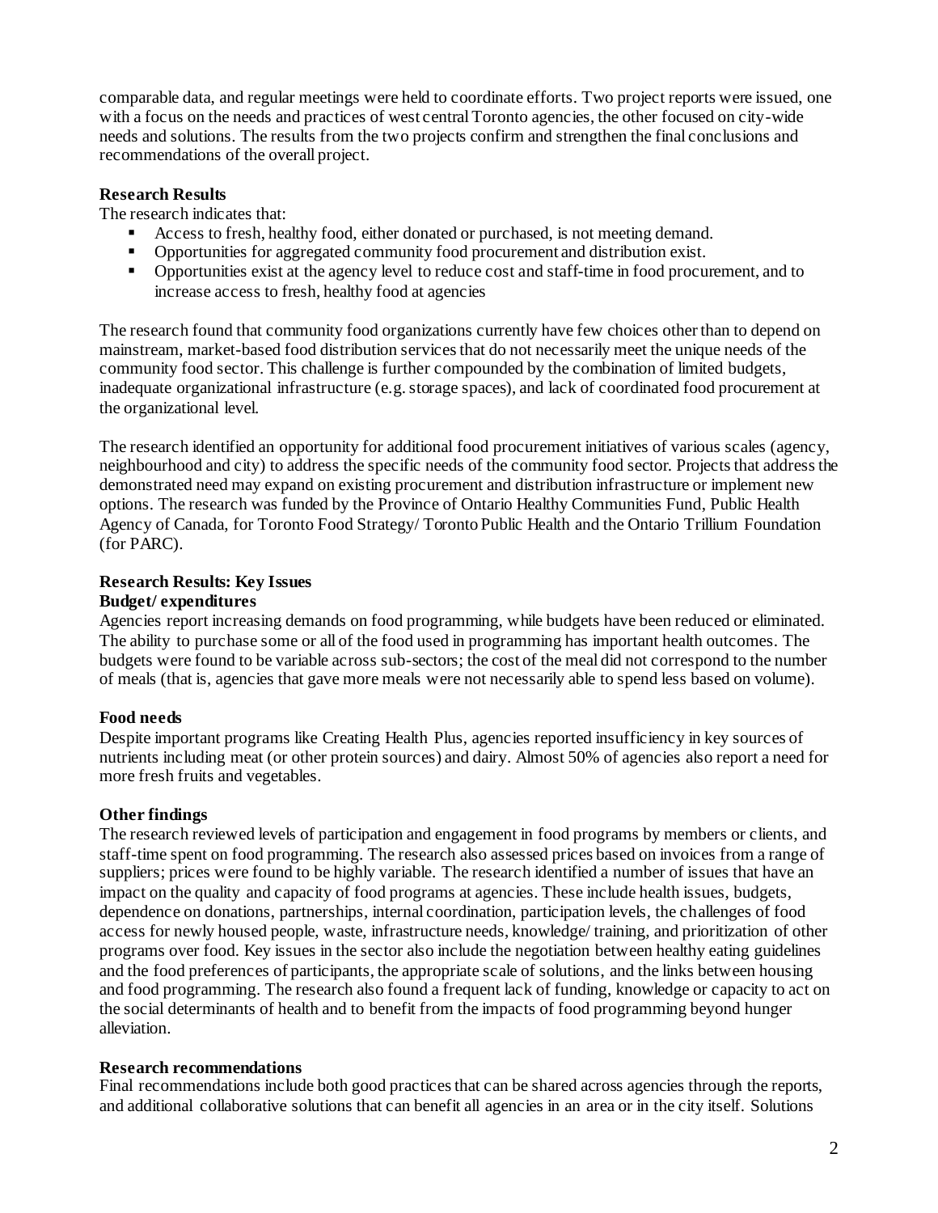comparable data, and regular meetings were held to coordinate efforts. Two project reports were issued, one with a focus on the needs and practices of west central Toronto agencies, the other focused on city-wide needs and solutions. The results from the two projects confirm and strengthen the final conclusions and recommendations of the overall project.

**Research Results**

The research indicates that:

- Access to fresh, healthy food, either donated or purchased, is not meeting demand.
- Opportunities for aggregated community food procurement and distribution exist.
- Opportunities exist at the agency level to reduce cost and staff-time in food procurement, and to increase access to fresh, healthy food at agencies

The research found that community food organizations currently have few choices other than to depend on mainstream, market-based food distribution services that do not necessarily meet the unique needs of the community food sector. This challenge is further compounded by the combination of limited budgets, inadequate organizational infrastructure (e.g. storage spaces), and lack of coordinated food procurement at the organizational level.

The research identified an opportunity for additional food procurement initiatives of various scales (agency, neighbourhood and city) to address the specific needs of the community food sector. Projects that address the demonstrated need may expand on existing procurement and distribution infrastructure or implement new options. The research was funded by the Province of Ontario Healthy Communities Fund, Public Health Agency of Canada, for Toronto Food Strategy/ Toronto Public Health and the Ontario Trillium Foundation (for PARC).

**Research Results: Key Issues**

**Budget/ expenditures**

Agencies report increasing demands on food programming, while budgets have been reduced or eliminated. The ability to purchase some or all of the food used in programming has important health outcomes. The budgets were found to be variable across sub-sectors; the cost of the meal did not correspond to the number of meals (that is, agencies that gave more meals were not necessarily able to spend less based on volume).

**Food needs**

Despite important programs like Creating Health Plus, agencies reported insufficiency in key sources of nutrients including meat (or other protein sources) and dairy. Almost 50% of agencies also report a need for more fresh fruits and vegetables.

**Other findings**

The research reviewed levels of participation and engagement in food programs by members or clients, and staff-time spent on food programming. The research also assessed prices based on invoices from a range of suppliers; prices were found to be highly variable. The research identified a number of issues that have an impact on the quality and capacity of food programs at agencies. These include health issues, budgets, dependence on donations, partnerships, internal coordination, participation levels, the challenges of food access for newly housed people, waste, infrastructure needs, knowledge/ training, and prioritization of other programs over food. Key issues in the sector also include the negotiation between healthy eating guidelines and the food preferences of participants, the appropriate scale of solutions, and the links between housing and food programming. The research also found a frequent lack of funding, knowledge or capacity to act on the social determinants of health and to benefit from the impacts of food programming beyond hunger alleviation.

**Research recommendations**

Final recommendations include both good practices that can be shared across agencies through the reports, and additional collaborative solutions that can benefit all agencies in an area or in the city itself. Solutions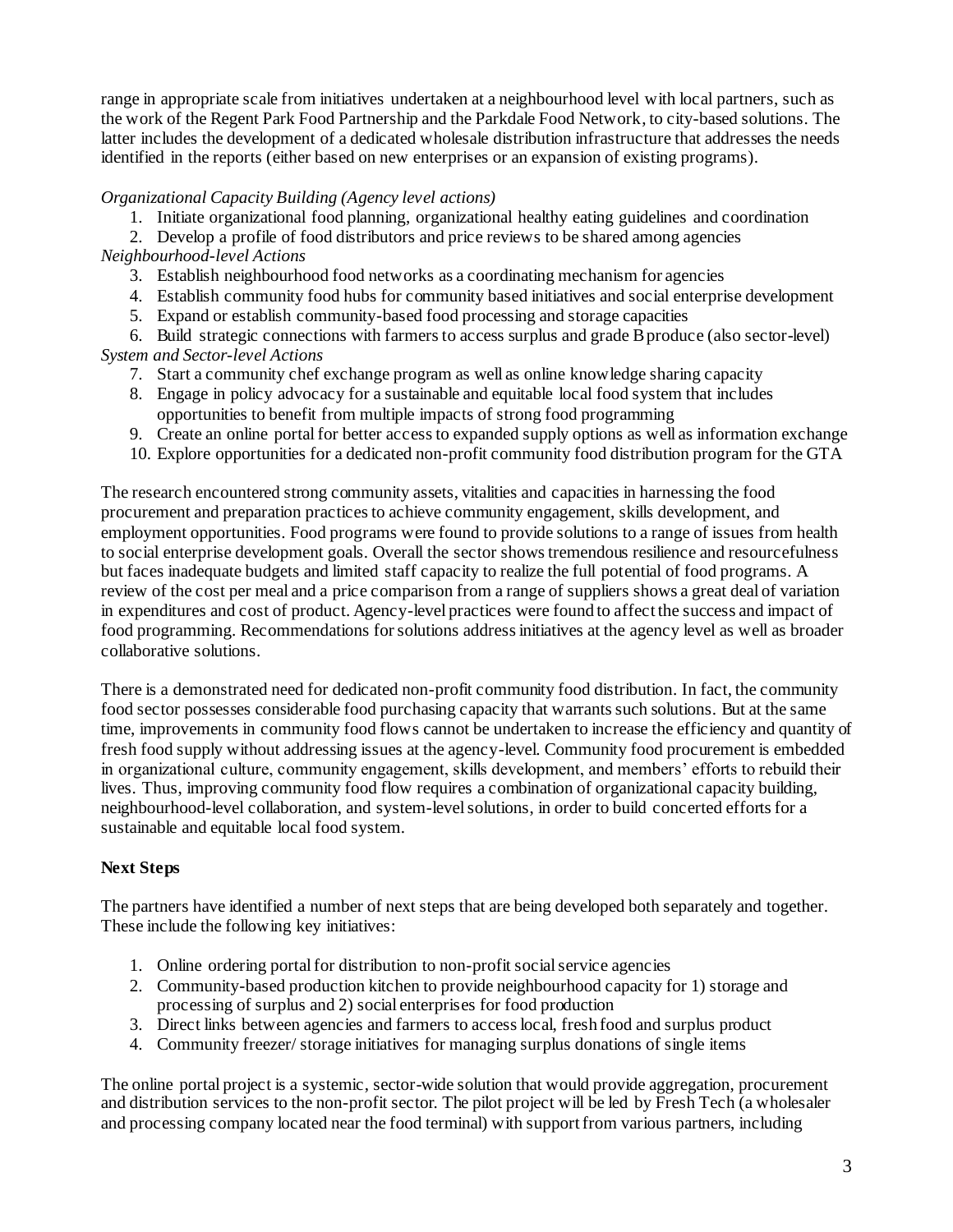range in appropriate scale from initiatives undertaken at a neighbourhood level with local partners, such as the work of the Regent Park Food Partnership and the Parkdale Food Network, to city-based solutions. The latter includes the development of a dedicated wholesale distribution infrastructure that addresses the needs identified in the reports (either based on new enterprises or an expansion of existing programs).

*Organizational Capacity Building (Agency level actions)*

1. Initiate organizational food planning, organizational healthy eating guidelines and coordination
2. Develop a profile of food distributors and price reviews to be shared among agencies

*Neighbourhood-level Actions*

3. Establish neighbourhood food networks as a coordinating mechanism for agencies
4. Establish community food hubs for community based initiatives and social enterprise development
5. Expand or establish community-based food processing and storage capacities
6. Build strategic connections with farmers to access surplus and grade B produce (also sector-level)

*System and Sector-level Actions*

7. Start a community chef exchange program as well as online knowledge sharing capacity
8. Engage in policy advocacy for a sustainable and equitable local food system that includes opportunities to benefit from multiple impacts of strong food programming
9. Create an online portal for better access to expanded supply options as well as information exchange
10. Explore opportunities for a dedicated non-profit community food distribution program for the GTA

The research encountered strong community assets, vitalities and capacities in harnessing the food procurement and preparation practices to achieve community engagement, skills development, and employment opportunities. Food programs were found to provide solutions to a range of issues from health to social enterprise development goals. Overall the sector shows tremendous resilience and resourcefulness but faces inadequate budgets and limited staff capacity to realize the full potential of food programs. A review of the cost per meal and a price comparison from a range of suppliers shows a great deal of variation in expenditures and cost of product. Agency-level practices were found to affect the success and impact of food programming. Recommendations for solutions address initiatives at the agency level as well as broader collaborative solutions.

There is a demonstrated need for dedicated non-profit community food distribution. In fact, the community food sector possesses considerable food purchasing capacity that warrants such solutions. But at the same time, improvements in community food flows cannot be undertaken to increase the efficiency and quantity of fresh food supply without addressing issues at the agency-level. Community food procurement is embedded in organizational culture, community engagement, skills development, and members' efforts to rebuild their lives. Thus, improving community food flow requires a combination of organizational capacity building, neighbourhood-level collaboration, and system-level solutions, in order to build concerted efforts for a sustainable and equitable local food system.

**Next Steps**

The partners have identified a number of next steps that are being developed both separately and together. These include the following key initiatives:

1. Online ordering portal for distribution to non-profit social service agencies
2. Community-based production kitchen to provide neighbourhood capacity for 1) storage and processing of surplus and 2) social enterprises for food production
3. Direct links between agencies and farmers to access local, fresh food and surplus product
4. Community freezer/ storage initiatives for managing surplus donations of single items

The online portal project is a systemic, sector-wide solution that would provide aggregation, procurement and distribution services to the non-profit sector. The pilot project will be led by Fresh Tech (a wholesaler and processing company located near the food terminal) with support from various partners, including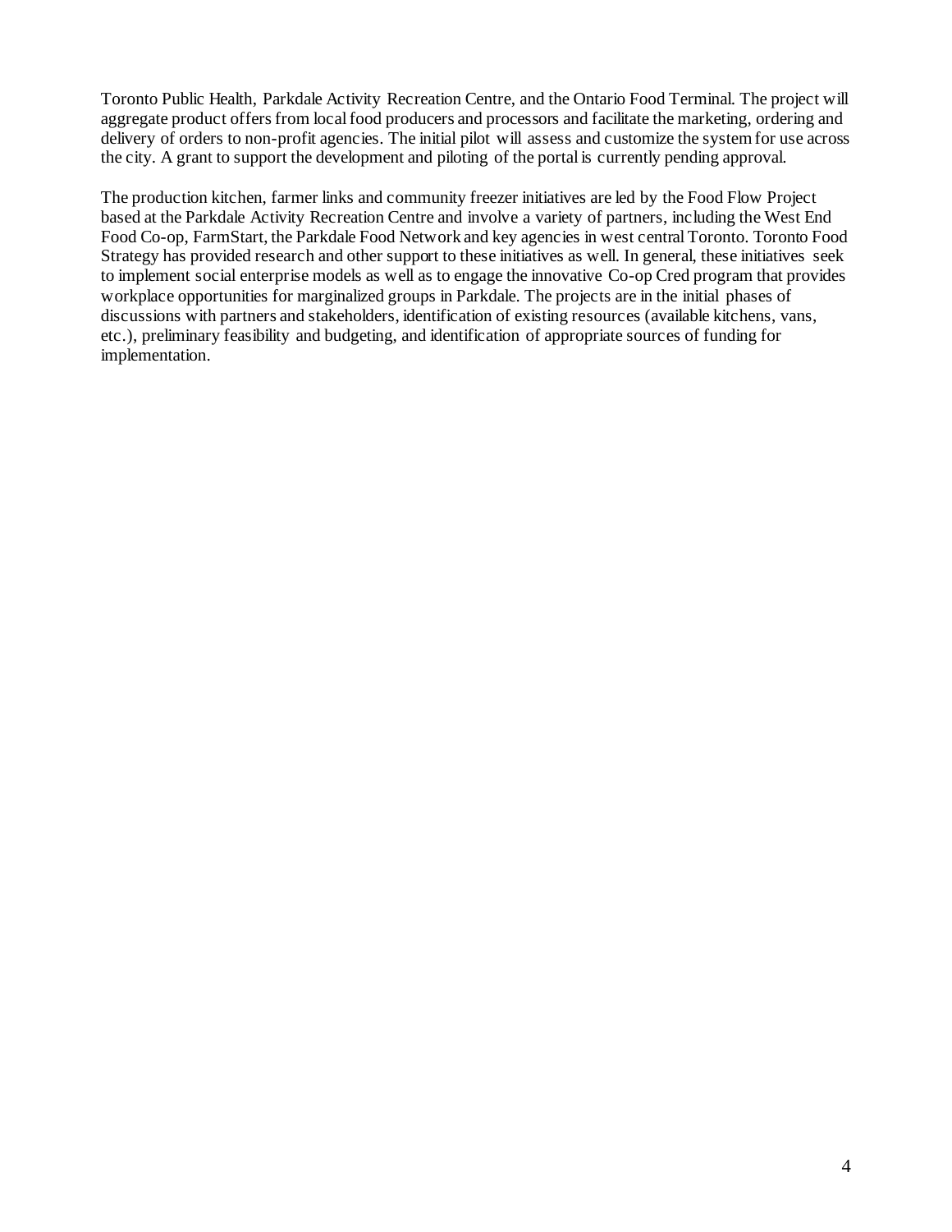Toronto Public Health, Parkdale Activity Recreation Centre, and the Ontario Food Terminal. The project will aggregate product offers from local food producers and processors and facilitate the marketing, ordering and delivery of orders to non-profit agencies. The initial pilot will assess and customize the system for use across the city. A grant to support the development and piloting of the portal is currently pending approval.

The production kitchen, farmer links and community freezer initiatives are led by the Food Flow Project based at the Parkdale Activity Recreation Centre and involve a variety of partners, including the West End Food Co-op, FarmStart, the Parkdale Food Network and key agencies in west central Toronto. Toronto Food Strategy has provided research and other support to these initiatives as well. In general, these initiatives seek to implement social enterprise models as well as to engage the innovative Co-op Cred program that provides workplace opportunities for marginalized groups in Parkdale. The projects are in the initial phases of discussions with partners and stakeholders, identification of existing resources (available kitchens, vans, etc.), preliminary feasibility and budgeting, and identification of appropriate sources of funding for implementation.